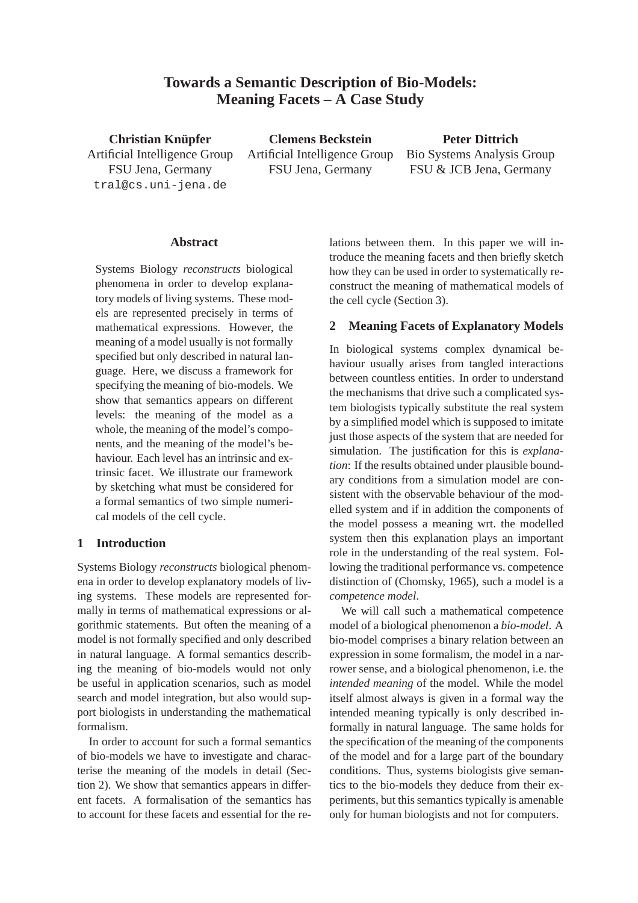# Towards a Semantic Description of Bio-Models: Meaning Facets – A Case Study

**Christian Knüpfer**
Artificial Intelligence Group
FSU Jena, Germany
tral@cs.uni-jena.de

**Clemens Beckstein**
Artificial Intelligence Group
FSU Jena, Germany

**Peter Dittrich**
Bio Systems Analysis Group
FSU & JCB Jena, Germany

## Abstract

Systems Biology *reconstructs* biological phenomena in order to develop explanatory models of living systems. These models are represented precisely in terms of mathematical expressions. However, the meaning of a model usually is not formally specified but only described in natural language. Here, we discuss a framework for specifying the meaning of bio-models. We show that semantics appears on different levels: the meaning of the model as a whole, the meaning of the model's components, and the meaning of the model's behaviour. Each level has an intrinsic and extrinsic facet. We illustrate our framework by sketching what must be considered for a formal semantics of two simple numerical models of the cell cycle.

## 1 Introduction

Systems Biology *reconstructs* biological phenomena in order to develop explanatory models of living systems. These models are represented formally in terms of mathematical expressions or algorithmic statements. But often the meaning of a model is not formally specified and only described in natural language. A formal semantics describing the meaning of bio-models would not only be useful in application scenarios, such as model search and model integration, but also would support biologists in understanding the mathematical formalism.

In order to account for such a formal semantics of bio-models we have to investigate and characterise the meaning of the models in detail (Section 2). We show that semantics appears in different facets. A formalisation of the semantics has to account for these facets and essential for the relations between them. In this paper we will introduce the meaning facets and then briefly sketch how they can be used in order to systematically reconstruct the meaning of mathematical models of the cell cycle (Section 3).

## 2 Meaning Facets of Explanatory Models

In biological systems complex dynamical behaviour usually arises from tangled interactions between countless entities. In order to understand the mechanisms that drive such a complicated system biologists typically substitute the real system by a simplified model which is supposed to imitate just those aspects of the system that are needed for simulation. The justification for this is *explanation*: If the results obtained under plausible boundary conditions from a simulation model are consistent with the observable behaviour of the modelled system and if in addition the components of the model possess a meaning wrt. the modelled system then this explanation plays an important role in the understanding of the real system. Following the traditional performance vs. competence distinction of (Chomsky, 1965), such a model is a *competence model*.

We will call such a mathematical competence model of a biological phenomenon a *bio-model*. A bio-model comprises a binary relation between an expression in some formalism, the model in a narrower sense, and a biological phenomenon, i.e. the *intended meaning* of the model. While the model itself almost always is given in a formal way the intended meaning typically is only described informally in natural language. The same holds for the specification of the meaning of the components of the model and for a large part of the boundary conditions. Thus, systems biologists give semantics to the bio-models they deduce from their experiments, but this semantics typically is amenable only for human biologists and not for computers.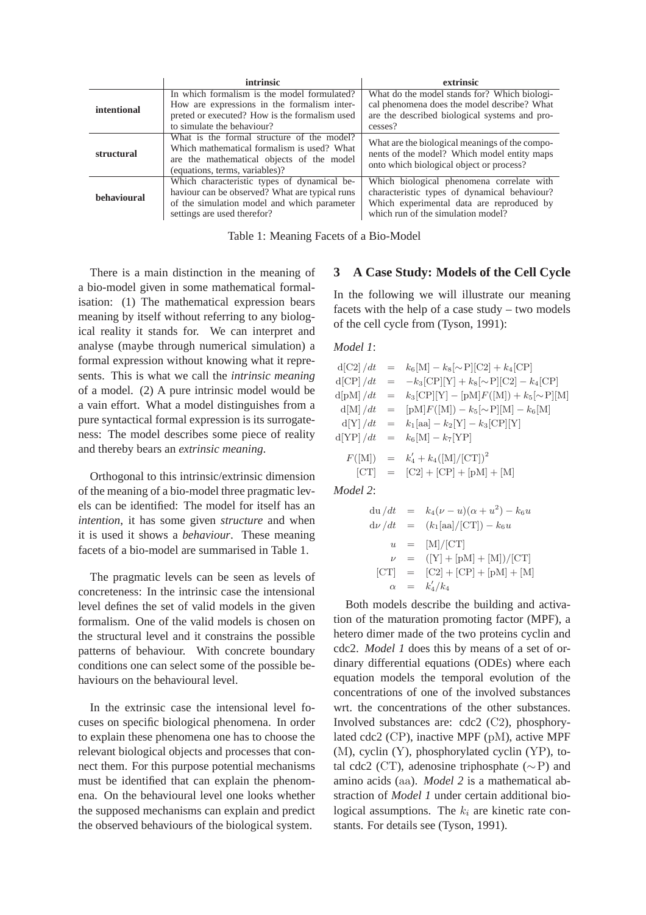| | intrinsic | extrinsic |
|---|---|---|
| **intentional** | In which formalism is the model formulated? How are expressions in the formalism interpreted or executed? How is the formalism used to simulate the behaviour? | What do the model stands for? Which biological phenomena does the model describe? What are the described biological systems and processes? |
| **structural** | What is the formal structure of the model? Which mathematical formalism is used? What are the mathematical objects of the model (equations, terms, variables)? | What are the biological meanings of the components of the model? Which model entity maps onto which biological object or process? |
| **behavioural** | Which characteristic types of dynamical behaviour can be observed? What are typical runs of the simulation model and which parameter settings are used therefor? | Which biological phenomena correlate with characteristic types of dynamical behaviour? Which experimental data are reproduced by which run of the simulation model? |

Table 1: Meaning Facets of a Bio-Model

There is a main distinction in the meaning of a bio-model given in some mathematical formalisation: (1) The mathematical expression bears meaning by itself without referring to any biological reality it stands for. We can interpret and analyse (maybe through numerical simulation) a formal expression without knowing what it represents. This is what we call the *intrinsic meaning* of a model. (2) A pure intrinsic model would be a vain effort. What a model distinguishes from a pure syntactical formal expression is its surrogateness: The model describes some piece of reality and thereby bears an *extrinsic meaning*.

Orthogonal to this intrinsic/extrinsic dimension of the meaning of a bio-model three pragmatic levels can be identified: The model for itself has an *intention*, it has some given *structure* and when it is used it shows a *behaviour*. These meaning facets of a bio-model are summarised in Table 1.

The pragmatic levels can be seen as levels of concreteness: In the intrinsic case the intensional level defines the set of valid models in the given formalism. One of the valid models is chosen on the structural level and it constrains the possible patterns of behaviour. With concrete boundary conditions one can select some of the possible behaviours on the behavioural level.

In the extrinsic case the intensional level focuses on specific biological phenomena. In order to explain these phenomena one has to choose the relevant biological objects and processes that connect them. For this purpose potential mechanisms must be identified that can explain the phenomena. On the behavioural level one looks whether the supposed mechanisms can explain and predict the observed behaviours of the biological system.

## 3 A Case Study: Models of the Cell Cycle

In the following we will illustrate our meaning facets with the help of a case study – two models of the cell cycle from (Tyson, 1991):

*Model 1*:

$$
\begin{aligned}
\mathrm{d}[\mathrm{C2}]/dt &= k_6[\mathrm{M}] - k_8[\sim\mathrm{P}][\mathrm{C2}] + k_4[\mathrm{CP}] \\
\mathrm{d}[\mathrm{CP}]/dt &= -k_3[\mathrm{CP}][\mathrm{Y}] + k_8[\sim\mathrm{P}][\mathrm{C2}] - k_4[\mathrm{CP}] \\
\mathrm{d}[\mathrm{pM}]/dt &= k_3[\mathrm{CP}][\mathrm{Y}] - [\mathrm{pM}]F([\mathrm{M}]) + k_5[\sim\mathrm{P}][\mathrm{M}] \\
\mathrm{d}[\mathrm{M}]/dt &= [\mathrm{pM}]F([\mathrm{M}]) - k_5[\sim\mathrm{P}][\mathrm{M}] - k_6[\mathrm{M}] \\
\mathrm{d}[\mathrm{Y}]/dt &= k_1[\mathrm{aa}] - k_2[\mathrm{Y}] - k_3[\mathrm{CP}][\mathrm{Y}] \\
\mathrm{d}[\mathrm{YP}]/dt &= k_6[\mathrm{M}] - k_7[\mathrm{YP}] \\
F([\mathrm{M}]) &= k_4' + k_4([\mathrm{M}]/[\mathrm{CT}])^2 \\
[\mathrm{CT}] &= [\mathrm{C2}] + [\mathrm{CP}] + [\mathrm{pM}] + [\mathrm{M}]
\end{aligned}
$$

*Model 2*:

$$
\begin{aligned}
\mathrm{d}u/dt &= k_4(\nu - u)(\alpha + u^2) - k_6 u \\
\mathrm{d}\nu/dt &= (k_1[\mathrm{aa}]/[\mathrm{CT}]) - k_6 u \\
u &= [\mathrm{M}]/[\mathrm{CT}] \\
\nu &= ([\mathrm{Y}] + [\mathrm{pM}] + [\mathrm{M}])/[\mathrm{CT}] \\
[\mathrm{CT}] &= [\mathrm{C2}] + [\mathrm{CP}] + [\mathrm{pM}] + [\mathrm{M}] \\
\alpha &= k_4'/k_4
\end{aligned}
$$

Both models describe the building and activation of the maturation promoting factor (MPF), a hetero dimer made of the two proteins cyclin and cdc2. *Model 1* does this by means of a set of ordinary differential equations (ODEs) where each equation models the temporal evolution of the concentrations of one of the involved substances wrt. the concentrations of the other substances. Involved substances are: cdc2 ($\mathrm{C2}$), phosphorylated cdc2 ($\mathrm{CP}$), inactive MPF ($\mathrm{pM}$), active MPF ($\mathrm{M}$), cyclin ($\mathrm{Y}$), phosphorylated cyclin ($\mathrm{YP}$), total cdc2 ($\mathrm{CT}$), adenosine triphosphate ($\sim\mathrm{P}$) and amino acids ($\mathrm{aa}$). *Model 2* is a mathematical abstraction of *Model 1* under certain additional biological assumptions. The $k_i$ are kinetic rate constants. For details see (Tyson, 1991).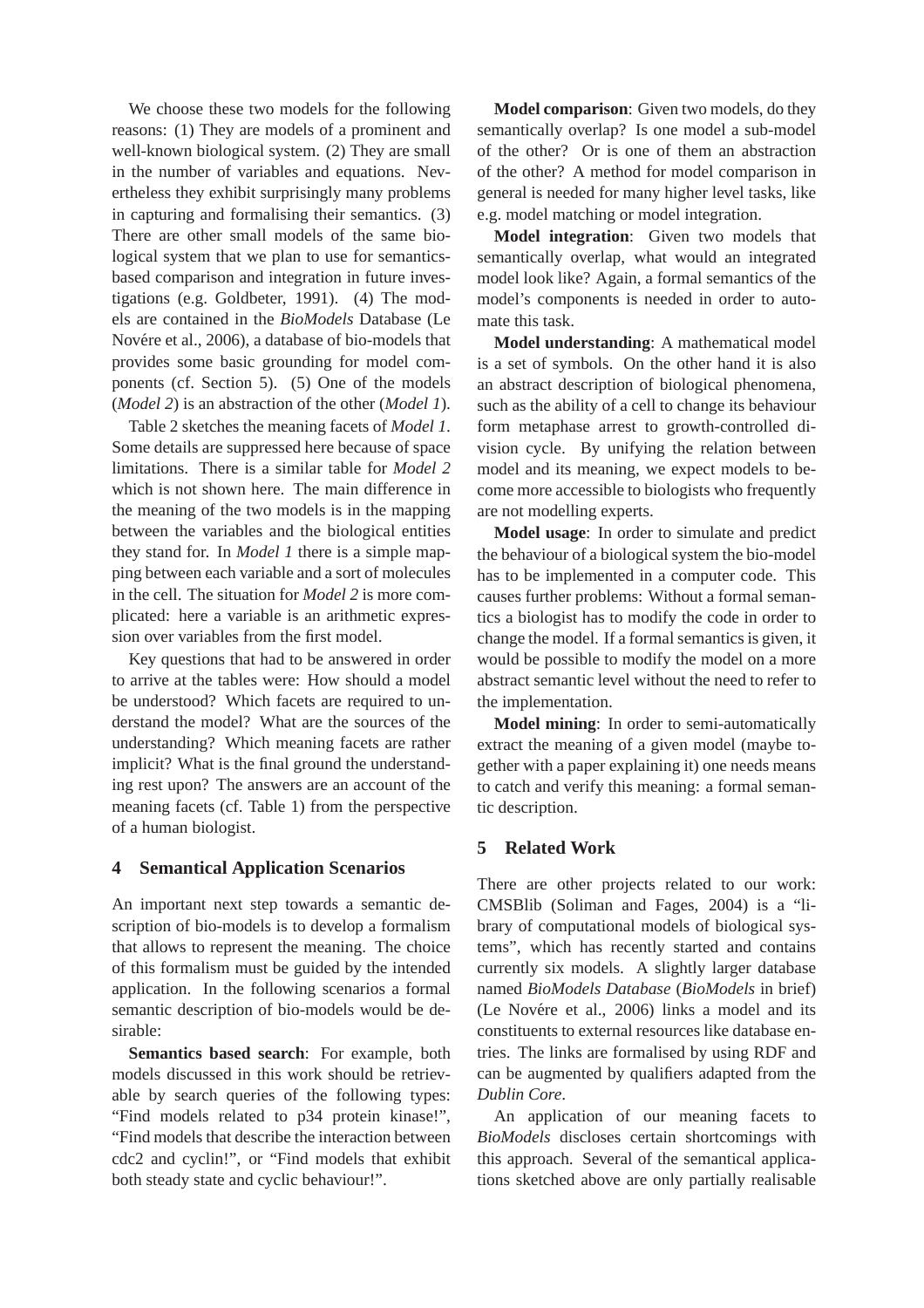We choose these two models for the following reasons: (1) They are models of a prominent and well-known biological system. (2) They are small in the number of variables and equations. Nevertheless they exhibit surprisingly many problems in capturing and formalising their semantics. (3) There are other small models of the same biological system that we plan to use for semantics-based comparison and integration in future investigations (e.g. Goldbeter, 1991). (4) The models are contained in the *BioModels* Database (Le Novére et al., 2006), a database of bio-models that provides some basic grounding for model components (cf. Section 5). (5) One of the models (*Model 2*) is an abstraction of the other (*Model 1*).

Table 2 sketches the meaning facets of *Model 1*. Some details are suppressed here because of space limitations. There is a similar table for *Model 2* which is not shown here. The main difference in the meaning of the two models is in the mapping between the variables and the biological entities they stand for. In *Model 1* there is a simple mapping between each variable and a sort of molecules in the cell. The situation for *Model 2* is more complicated: here a variable is an arithmetic expression over variables from the first model.

Key questions that had to be answered in order to arrive at the tables were: How should a model be understood? Which facets are required to understand the model? What are the sources of the understanding? Which meaning facets are rather implicit? What is the final ground the understanding rest upon? The answers are an account of the meaning facets (cf. Table 1) from the perspective of a human biologist.

## 4 Semantical Application Scenarios

An important next step towards a semantic description of bio-models is to develop a formalism that allows to represent the meaning. The choice of this formalism must be guided by the intended application. In the following scenarios a formal semantic description of bio-models would be desirable:

**Semantics based search**: For example, both models discussed in this work should be retrievable by search queries of the following types: “Find models related to p34 protein kinase!”, “Find models that describe the interaction between cdc2 and cyclin!”, or “Find models that exhibit both steady state and cyclic behaviour!”.

**Model comparison**: Given two models, do they semantically overlap? Is one model a sub-model of the other? Or is one of them an abstraction of the other? A method for model comparison in general is needed for many higher level tasks, like e.g. model matching or model integration.

**Model integration**: Given two models that semantically overlap, what would an integrated model look like? Again, a formal semantics of the model's components is needed in order to automate this task.

**Model understanding**: A mathematical model is a set of symbols. On the other hand it is also an abstract description of biological phenomena, such as the ability of a cell to change its behaviour form metaphase arrest to growth-controlled division cycle. By unifying the relation between model and its meaning, we expect models to become more accessible to biologists who frequently are not modelling experts.

**Model usage**: In order to simulate and predict the behaviour of a biological system the bio-model has to be implemented in a computer code. This causes further problems: Without a formal semantics a biologist has to modify the code in order to change the model. If a formal semantics is given, it would be possible to modify the model on a more abstract semantic level without the need to refer to the implementation.

**Model mining**: In order to semi-automatically extract the meaning of a given model (maybe together with a paper explaining it) one needs means to catch and verify this meaning: a formal semantic description.

## 5 Related Work

There are other projects related to our work: CMSBlib (Soliman and Fages, 2004) is a “library of computational models of biological systems”, which has recently started and contains currently six models. A slightly larger database named *BioModels Database* (*BioModels* in brief) (Le Novére et al., 2006) links a model and its constituents to external resources like database entries. The links are formalised by using RDF and can be augmented by qualifiers adapted from the *Dublin Core*.

An application of our meaning facets to *BioModels* discloses certain shortcomings with this approach. Several of the semantical applications sketched above are only partially realisable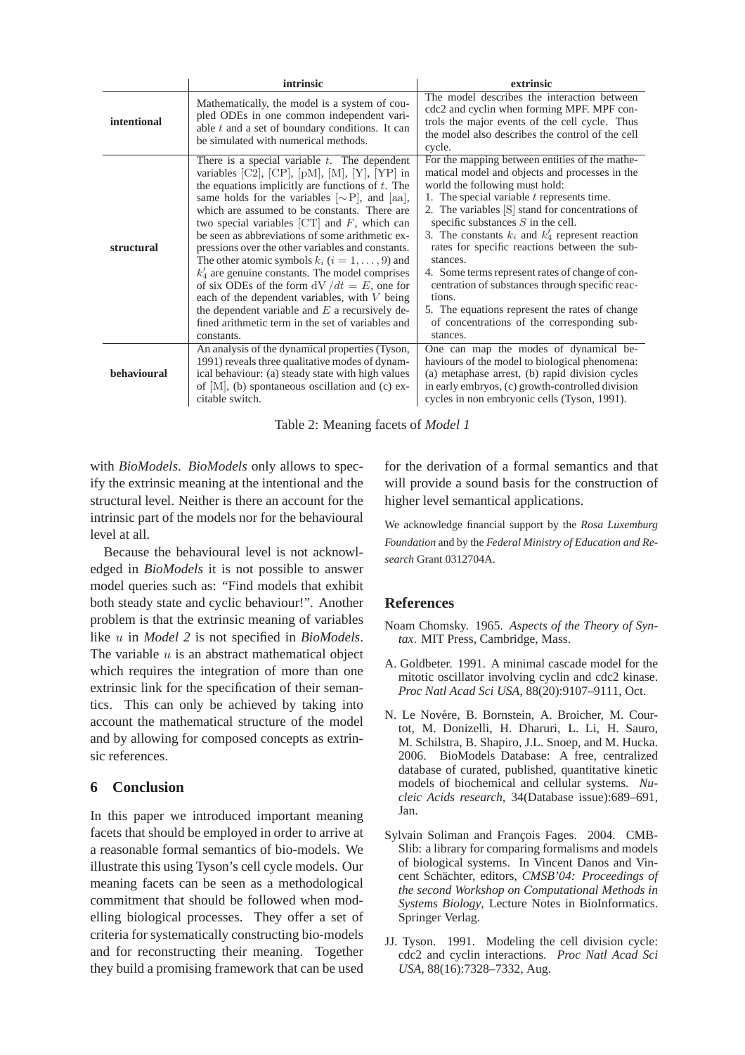| | intrinsic | extrinsic |
|---|---|---|
| **intentional** | Mathematically, the model is a system of coupled ODEs in one common independent variable $t$ and a set of boundary conditions. It can be simulated with numerical methods. | The model describes the interaction between cdc2 and cyclin when forming MPF. MPF controls the major events of the cell cycle. Thus the model also describes the control of the cell cycle. |
| **structural** | There is a special variable $t$. The dependent variables $[\mathrm{C2}]$, $[\mathrm{CP}]$, $[\mathrm{pM}]$, $[\mathrm{M}]$, $[\mathrm{Y}]$, $[\mathrm{YP}]$ in the equations implicitly are functions of $t$. The same holds for the variables $[\sim\mathrm{P}]$, and $[\mathrm{aa}]$, which are assumed to be constants. There are two special variables $[\mathrm{CT}]$ and $F$, which can be seen as abbreviations of some arithmetic expressions over the other variables and constants. The other atomic symbols $k_i$ $(i = 1, \ldots, 9)$ and $k_4'$ are genuine constants. The model comprises of six ODEs of the form $\mathrm{d}V/dt = E$, one for each of the dependent variables, with $V$ being the dependent variable and $E$ a recursively defined arithmetic term in the set of variables and constants. | For the mapping between entities of the mathematical model and objects and processes in the world the following must hold: 1. The special variable $t$ represents time. 2. The variables $[\mathrm{S}]$ stand for concentrations of specific substances $S$ in the cell. 3. The constants $k_i$ and $k_4'$ represent reaction rates for specific reactions between the substances. 4. Some terms represent rates of change of concentration of substances through specific reactions. 5. The equations represent the rates of change of concentrations of the corresponding substances. |
| **behavioural** | An analysis of the dynamical properties (Tyson, 1991) reveals three qualitative modes of dynamical behaviour: (a) steady state with high values of $[\mathrm{M}]$, (b) spontaneous oscillation and (c) excitable switch. | One can map the modes of dynamical behaviours of the model to biological phenomena: (a) metaphase arrest, (b) rapid division cycles in early embryos, (c) growth-controlled division cycles in non embryonic cells (Tyson, 1991). |

Table 2: Meaning facets of *Model 1*

with *BioModels*. *BioModels* only allows to specify the extrinsic meaning at the intentional and the structural level. Neither is there an account for the intrinsic part of the models nor for the behavioural level at all.

Because the behavioural level is not acknowledged in *BioModels* it is not possible to answer model queries such as: "Find models that exhibit both steady state and cyclic behaviour!". Another problem is that the extrinsic meaning of variables like $u$ in *Model 2* is not specified in *BioModels*. The variable $u$ is an abstract mathematical object which requires the integration of more than one extrinsic link for the specification of their semantics. This can only be achieved by taking into account the mathematical structure of the model and by allowing for composed concepts as extrinsic references.

## 6 Conclusion

In this paper we introduced important meaning facets that should be employed in order to arrive at a reasonable formal semantics of bio-models. We illustrate this using Tyson's cell cycle models. Our meaning facets can be seen as a methodological commitment that should be followed when modelling biological processes. They offer a set of criteria for systematically constructing bio-models and for reconstructing their meaning. Together they build a promising framework that can be used for the derivation of a formal semantics and that will provide a sound basis for the construction of higher level semantical applications.

We acknowledge financial support by the *Rosa Luxemburg Foundation* and by the *Federal Ministry of Education and Research* Grant 0312704A.

## References

Noam Chomsky. 1965. *Aspects of the Theory of Syntax*. MIT Press, Cambridge, Mass.

A. Goldbeter. 1991. A minimal cascade model for the mitotic oscillator involving cyclin and cdc2 kinase. *Proc Natl Acad Sci USA*, 88(20):9107–9111, Oct.

N. Le Novére, B. Bornstein, A. Broicher, M. Courtot, M. Donizelli, H. Dharuri, L. Li, H. Sauro, M. Schilstra, B. Shapiro, J.L. Snoep, and M. Hucka. 2006. BioModels Database: A free, centralized database of curated, published, quantitative kinetic models of biochemical and cellular systems. *Nucleic Acids research*, 34(Database issue):689–691, Jan.

Sylvain Soliman and François Fages. 2004. CMBSlib: a library for comparing formalisms and models of biological systems. In Vincent Danos and Vincent Schächter, editors, *CMSB'04: Proceedings of the second Workshop on Computational Methods in Systems Biology*, Lecture Notes in BioInformatics. Springer Verlag.

JJ. Tyson. 1991. Modeling the cell division cycle: cdc2 and cyclin interactions. *Proc Natl Acad Sci USA*, 88(16):7328–7332, Aug.